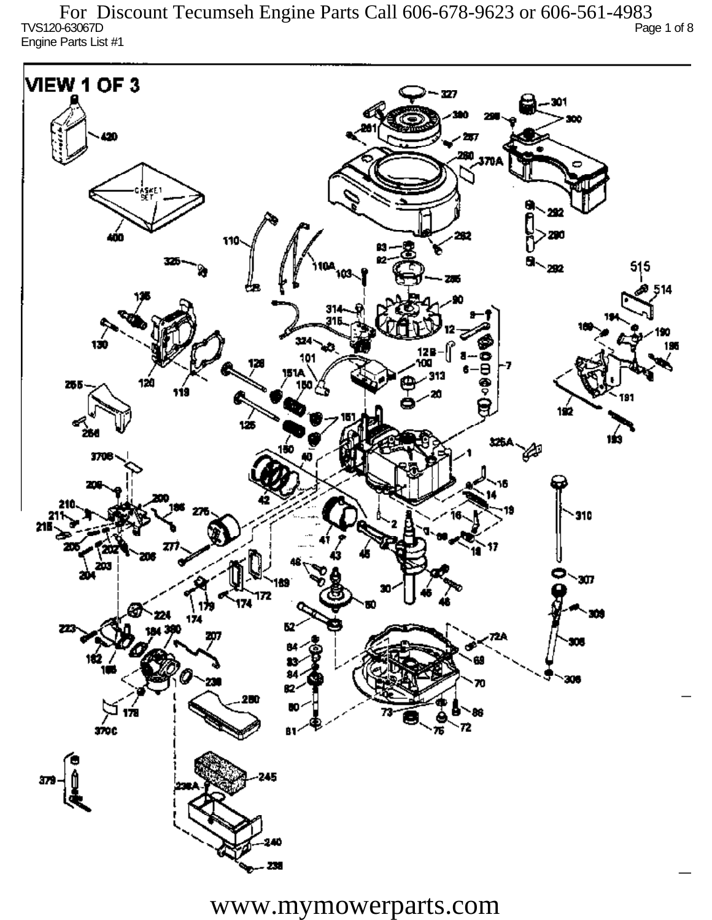For Discount Tecumseh Engine Parts Call 606-678-9623 or 606-561-4983

TVS120-63067D

Engine Parts List #1

# VIEW 1 OF 3

www.mymowerparts.com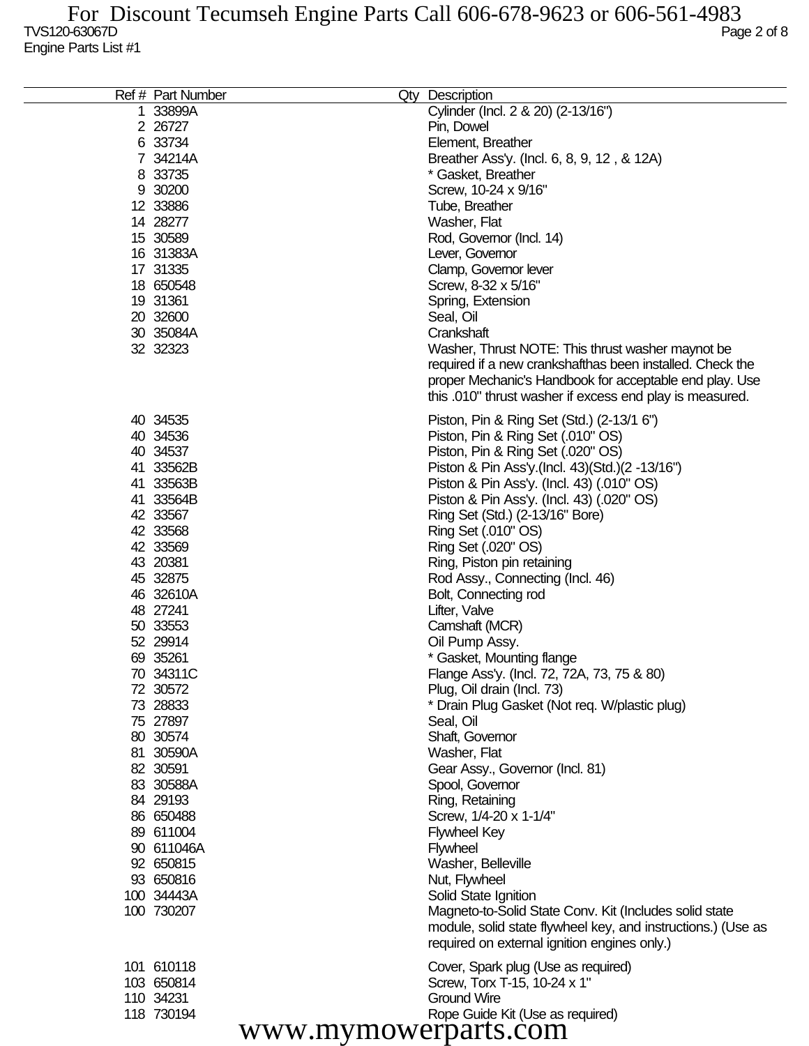| Ref # | Part Number | Qty | Description |
|---|---|---|---|
| 1 | 33899A | | Cylinder (Incl. 2 & 20) (2-13/16") |
| 2 | 26727 | | Pin, Dowel |
| 6 | 33734 | | Element, Breather |
| 7 | 34214A | | Breather Ass'y. (Incl. 6, 8, 9, 12 , & 12A) |
| 8 | 33735 | | * Gasket, Breather |
| 9 | 30200 | | Screw, 10-24 x 9/16" |
| 12 | 33886 | | Tube, Breather |
| 14 | 28277 | | Washer, Flat |
| 15 | 30589 | | Rod, Governor (Incl. 14) |
| 16 | 31383A | | Lever, Governor |
| 17 | 31335 | | Clamp, Governor lever |
| 18 | 650548 | | Screw, 8-32 x 5/16" |
| 19 | 31361 | | Spring, Extension |
| 20 | 32600 | | Seal, Oil |
| 30 | 35084A | | Crankshaft |
| 32 | 32323 | | Washer, Thrust NOTE: This thrust washer maynot be required if a new crankshafthas been installed. Check the proper Mechanic's Handbook for acceptable end play. Use this .010" thrust washer if excess end play is measured. |
| 40 | 34535 | | Piston, Pin & Ring Set (Std.) (2-13/1 6") |
| 40 | 34536 | | Piston, Pin & Ring Set (.010" OS) |
| 40 | 34537 | | Piston, Pin & Ring Set (.020" OS) |
| 41 | 33562B | | Piston & Pin Ass'y.(Incl. 43)(Std.)(2 -13/16") |
| 41 | 33563B | | Piston & Pin Ass'y. (Incl. 43) (.010" OS) |
| 41 | 33564B | | Piston & Pin Ass'y. (Incl. 43) (.020" OS) |
| 42 | 33567 | | Ring Set (Std.) (2-13/16" Bore) |
| 42 | 33568 | | Ring Set (.010" OS) |
| 42 | 33569 | | Ring Set (.020" OS) |
| 43 | 20381 | | Ring, Piston pin retaining |
| 45 | 32875 | | Rod Assy., Connecting (Incl. 46) |
| 46 | 32610A | | Bolt, Connecting rod |
| 48 | 27241 | | Lifter, Valve |
| 50 | 33553 | | Camshaft (MCR) |
| 52 | 29914 | | Oil Pump Assy. |
| 69 | 35261 | | * Gasket, Mounting flange |
| 70 | 34311C | | Flange Ass'y. (Incl. 72, 72A, 73, 75 & 80) |
| 72 | 30572 | | Plug, Oil drain (Incl. 73) |
| 73 | 28833 | | * Drain Plug Gasket (Not req. W/plastic plug) |
| 75 | 27897 | | Seal, Oil |
| 80 | 30574 | | Shaft, Governor |
| 81 | 30590A | | Washer, Flat |
| 82 | 30591 | | Gear Assy., Governor (Incl. 81) |
| 83 | 30588A | | Spool, Governor |
| 84 | 29193 | | Ring, Retaining |
| 86 | 650488 | | Screw, 1/4-20 x 1-1/4" |
| 89 | 611004 | | Flywheel Key |
| 90 | 611046A | | Flywheel |
| 92 | 650815 | | Washer, Belleville |
| 93 | 650816 | | Nut, Flywheel |
| 100 | 34443A | | Solid State Ignition |
| 100 | 730207 | | Magneto-to-Solid State Conv. Kit (Includes solid state module, solid state flywheel key, and instructions.) (Use as required on external ignition engines only.) |
| 101 | 610118 | | Cover, Spark plug (Use as required) |
| 103 | 650814 | | Screw, Torx T-15, 10-24 x 1" |
| 110 | 34231 | | Ground Wire |
| 118 | 730194 | | Rope Guide Kit (Use as required) |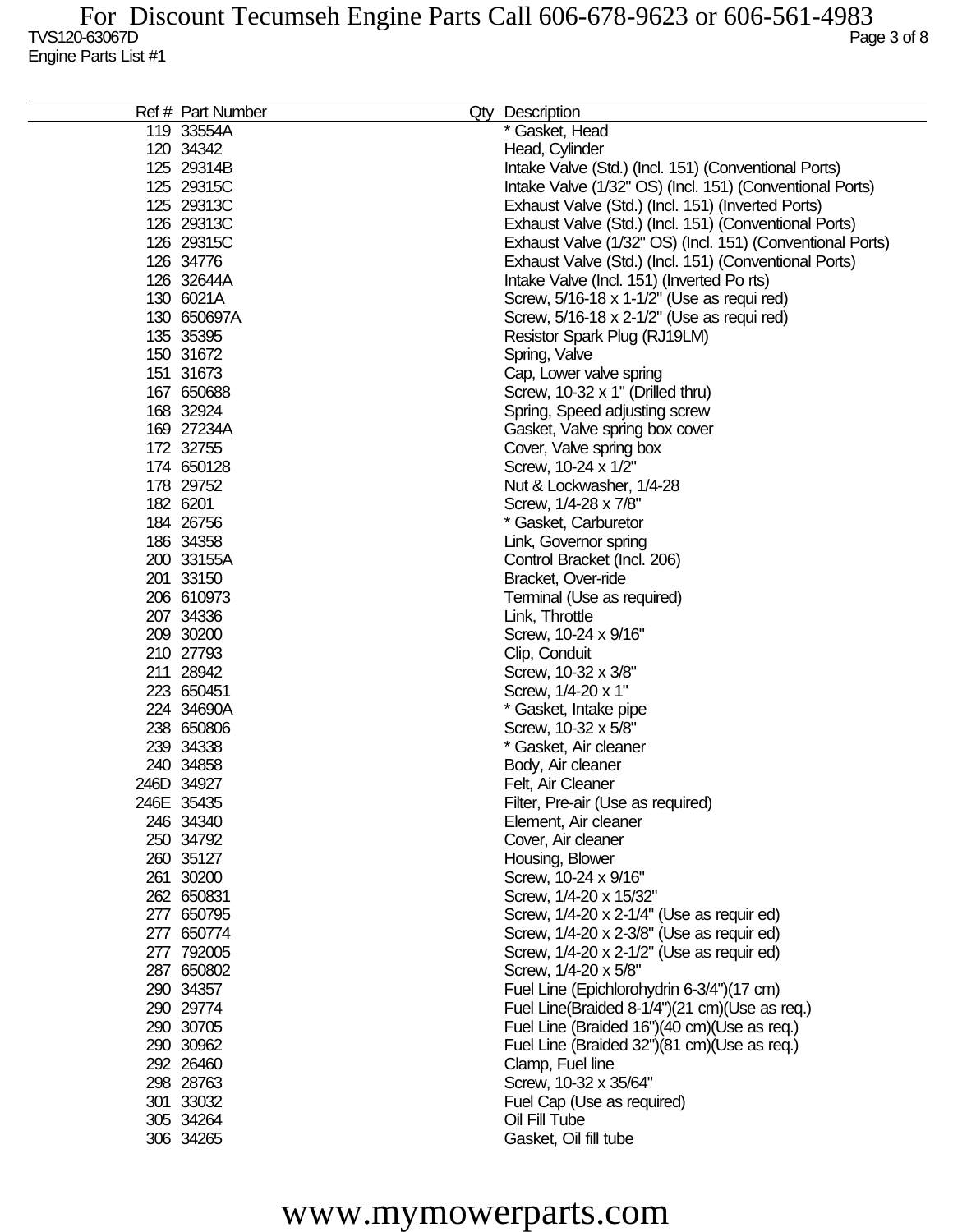For Discount Tecumseh Engine Parts Call 606-678-9623 or 606-561-4983

TVS120-63067D

Engine Parts List #1

| Ref # | Part Number | Qty | Description |
|---|---|---|---|
| 119 | 33554A | | * Gasket, Head |
| 120 | 34342 | | Head, Cylinder |
| 125 | 29314B | | Intake Valve (Std.) (Incl. 151) (Conventional Ports) |
| 125 | 29315C | | Intake Valve (1/32" OS) (Incl. 151) (Conventional Ports) |
| 125 | 29313C | | Exhaust Valve (Std.) (Incl. 151) (Inverted Ports) |
| 126 | 29313C | | Exhaust Valve (Std.) (Incl. 151) (Conventional Ports) |
| 126 | 29315C | | Exhaust Valve (1/32" OS) (Incl. 151) (Conventional Ports) |
| 126 | 34776 | | Exhaust Valve (Std.) (Incl. 151) (Conventional Ports) |
| 126 | 32644A | | Intake Valve (Incl. 151) (Inverted Po rts) |
| 130 | 6021A | | Screw, 5/16-18 x 1-1/2" (Use as requi red) |
| 130 | 650697A | | Screw, 5/16-18 x 2-1/2" (Use as requi red) |
| 135 | 35395 | | Resistor Spark Plug (RJ19LM) |
| 150 | 31672 | | Spring, Valve |
| 151 | 31673 | | Cap, Lower valve spring |
| 167 | 650688 | | Screw, 10-32 x 1" (Drilled thru) |
| 168 | 32924 | | Spring, Speed adjusting screw |
| 169 | 27234A | | Gasket, Valve spring box cover |
| 172 | 32755 | | Cover, Valve spring box |
| 174 | 650128 | | Screw, 10-24 x 1/2" |
| 178 | 29752 | | Nut & Lockwasher, 1/4-28 |
| 182 | 6201 | | Screw, 1/4-28 x 7/8" |
| 184 | 26756 | | * Gasket, Carburetor |
| 186 | 34358 | | Link, Governor spring |
| 200 | 33155A | | Control Bracket (Incl. 206) |
| 201 | 33150 | | Bracket, Over-ride |
| 206 | 610973 | | Terminal (Use as required) |
| 207 | 34336 | | Link, Throttle |
| 209 | 30200 | | Screw, 10-24 x 9/16" |
| 210 | 27793 | | Clip, Conduit |
| 211 | 28942 | | Screw, 10-32 x 3/8" |
| 223 | 650451 | | Screw, 1/4-20 x 1" |
| 224 | 34690A | | * Gasket, Intake pipe |
| 238 | 650806 | | Screw, 10-32 x 5/8" |
| 239 | 34338 | | * Gasket, Air cleaner |
| 240 | 34858 | | Body, Air cleaner |
| 246D | 34927 | | Felt, Air Cleaner |
| 246E | 35435 | | Filter, Pre-air (Use as required) |
| 246 | 34340 | | Element, Air cleaner |
| 250 | 34792 | | Cover, Air cleaner |
| 260 | 35127 | | Housing, Blower |
| 261 | 30200 | | Screw, 10-24 x 9/16" |
| 262 | 650831 | | Screw, 1/4-20 x 15/32" |
| 277 | 650795 | | Screw, 1/4-20 x 2-1/4" (Use as requir ed) |
| 277 | 650774 | | Screw, 1/4-20 x 2-3/8" (Use as requir ed) |
| 277 | 792005 | | Screw, 1/4-20 x 2-1/2" (Use as requir ed) |
| 287 | 650802 | | Screw, 1/4-20 x 5/8" |
| 290 | 34357 | | Fuel Line (Epichlorohydrin 6-3/4")(17 cm) |
| 290 | 29774 | | Fuel Line(Braided 8-1/4")(21 cm)(Use as req.) |
| 290 | 30705 | | Fuel Line (Braided 16")(40 cm)(Use as req.) |
| 290 | 30962 | | Fuel Line (Braided 32")(81 cm)(Use as req.) |
| 292 | 26460 | | Clamp, Fuel line |
| 298 | 28763 | | Screw, 10-32 x 35/64" |
| 301 | 33032 | | Fuel Cap (Use as required) |
| 305 | 34264 | | Oil Fill Tube |
| 306 | 34265 | | Gasket, Oil fill tube |

www.mymowerparts.com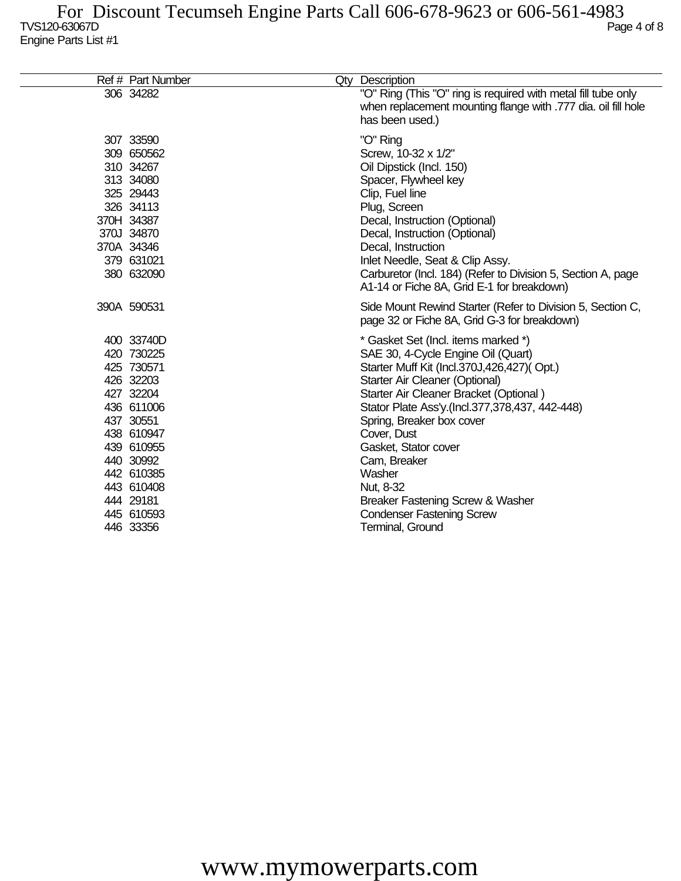| Ref # | Part Number | Qty | Description |
|---|---|---|---|
| 306 | 34282 | | "O" Ring (This "O" ring is required with metal fill tube only when replacement mounting flange with .777 dia. oil fill hole has been used.) |
| 307 | 33590 | | "O" Ring |
| 309 | 650562 | | Screw, 10-32 x 1/2" |
| 310 | 34267 | | Oil Dipstick (Incl. 150) |
| 313 | 34080 | | Spacer, Flywheel key |
| 325 | 29443 | | Clip, Fuel line |
| 326 | 34113 | | Plug, Screen |
| 370H | 34387 | | Decal, Instruction (Optional) |
| 370J | 34870 | | Decal, Instruction (Optional) |
| 370A | 34346 | | Decal, Instruction |
| 379 | 631021 | | Inlet Needle, Seat & Clip Assy. |
| 380 | 632090 | | Carburetor (Incl. 184) (Refer to Division 5, Section A, page A1-14 or Fiche 8A, Grid E-1 for breakdown) |
| 390A | 590531 | | Side Mount Rewind Starter (Refer to Division 5, Section C, page 32 or Fiche 8A, Grid G-3 for breakdown) |
| 400 | 33740D | | * Gasket Set (Incl. items marked *) |
| 420 | 730225 | | SAE 30, 4-Cycle Engine Oil (Quart) |
| 425 | 730571 | | Starter Muff Kit (Incl.370J,426,427)( Opt.) |
| 426 | 32203 | | Starter Air Cleaner (Optional) |
| 427 | 32204 | | Starter Air Cleaner Bracket (Optional ) |
| 436 | 611006 | | Stator Plate Ass'y.(Incl.377,378,437, 442-448) |
| 437 | 30551 | | Spring, Breaker box cover |
| 438 | 610947 | | Cover, Dust |
| 439 | 610955 | | Gasket, Stator cover |
| 440 | 30992 | | Cam, Breaker |
| 442 | 610385 | | Washer |
| 443 | 610408 | | Nut, 8-32 |
| 444 | 29181 | | Breaker Fastening Screw & Washer |
| 445 | 610593 | | Condenser Fastening Screw |
| 446 | 33356 | | Terminal, Ground |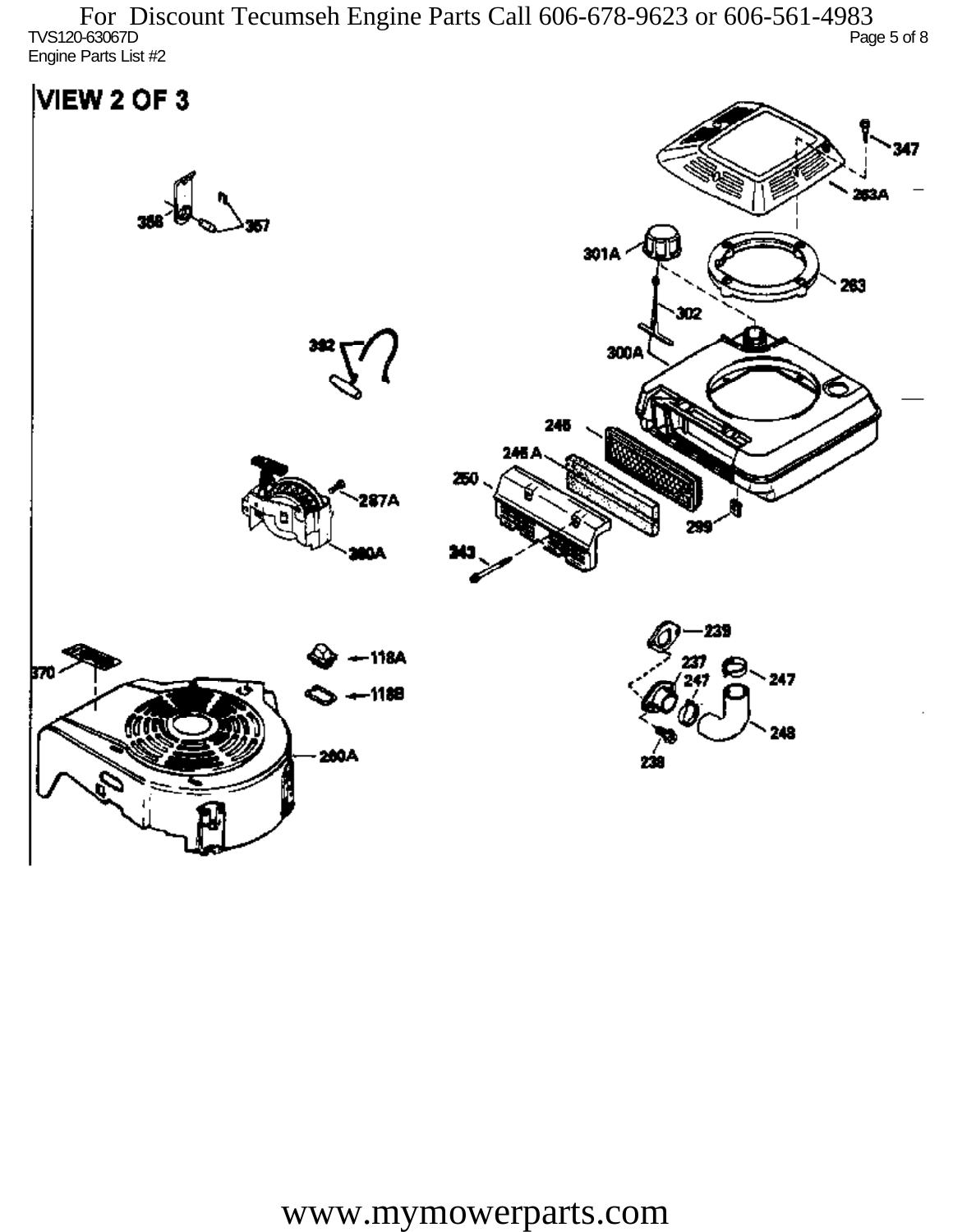# VIEW 2 OF 3

358 357

392

301A 302 300A 263 263A 347

245 245 A 250 243 299

287A 260A

370 118A 118B 260A

239 237 247 247 248 238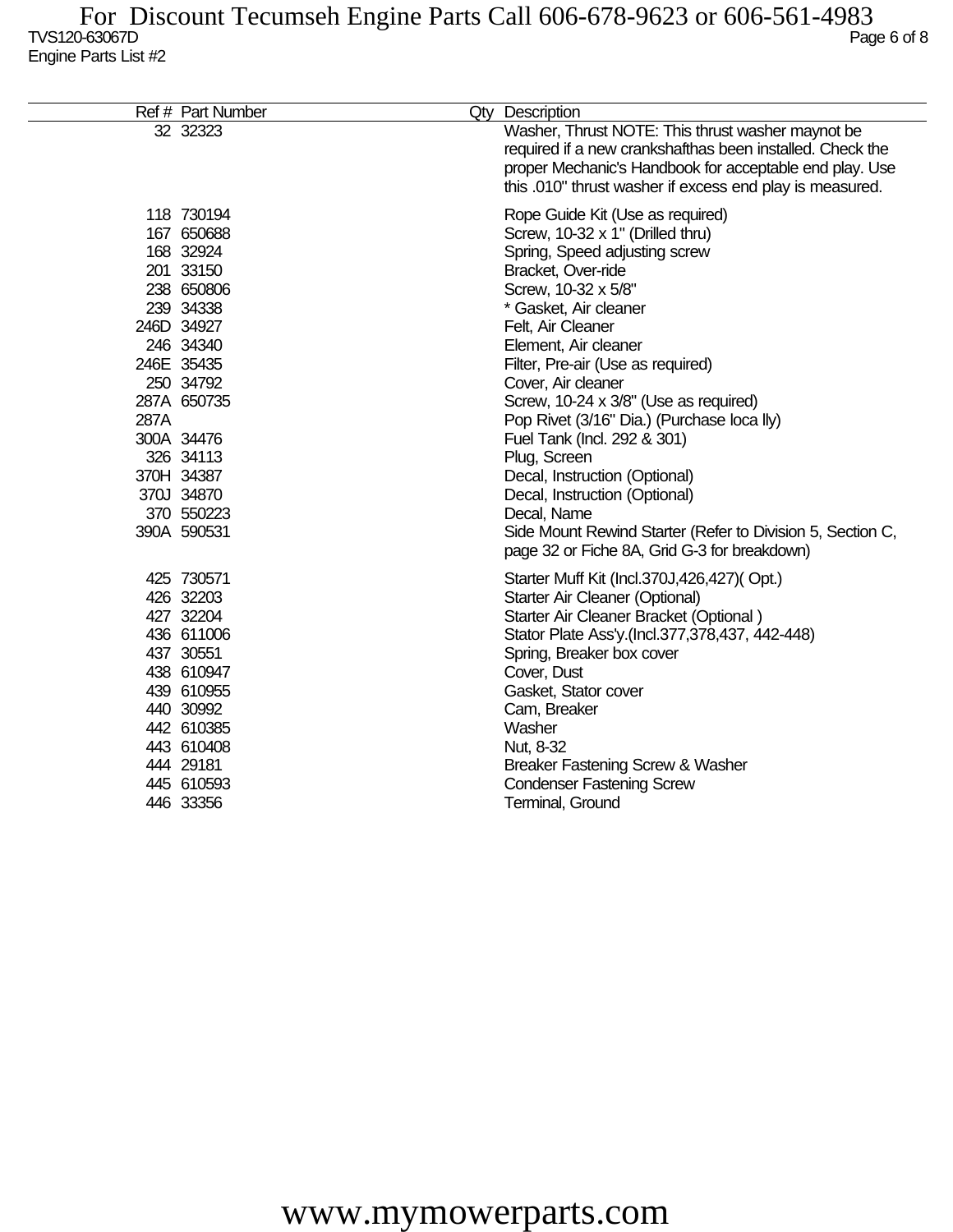| Ref # | Part Number | Qty | Description |
|---|---|---|---|
| 32 | 32323 | | Washer, Thrust NOTE: This thrust washer maynot be required if a new crankshafthas been installed. Check the proper Mechanic's Handbook for acceptable end play. Use this .010" thrust washer if excess end play is measured. |
| 118 | 730194 | | Rope Guide Kit (Use as required) |
| 167 | 650688 | | Screw, 10-32 x 1" (Drilled thru) |
| 168 | 32924 | | Spring, Speed adjusting screw |
| 201 | 33150 | | Bracket, Over-ride |
| 238 | 650806 | | Screw, 10-32 x 5/8" |
| 239 | 34338 | | * Gasket, Air cleaner |
| 246D | 34927 | | Felt, Air Cleaner |
| 246 | 34340 | | Element, Air cleaner |
| 246E | 35435 | | Filter, Pre-air (Use as required) |
| 250 | 34792 | | Cover, Air cleaner |
| 287A | 650735 | | Screw, 10-24 x 3/8" (Use as required) |
| 287A | | | Pop Rivet (3/16" Dia.) (Purchase loca lly) |
| 300A | 34476 | | Fuel Tank (Incl. 292 & 301) |
| 326 | 34113 | | Plug, Screen |
| 370H | 34387 | | Decal, Instruction (Optional) |
| 370J | 34870 | | Decal, Instruction (Optional) |
| 370 | 550223 | | Decal, Name |
| 390A | 590531 | | Side Mount Rewind Starter (Refer to Division 5, Section C, page 32 or Fiche 8A, Grid G-3 for breakdown) |
| 425 | 730571 | | Starter Muff Kit (Incl.370J,426,427)( Opt.) |
| 426 | 32203 | | Starter Air Cleaner (Optional) |
| 427 | 32204 | | Starter Air Cleaner Bracket (Optional ) |
| 436 | 611006 | | Stator Plate Ass'y.(Incl.377,378,437, 442-448) |
| 437 | 30551 | | Spring, Breaker box cover |
| 438 | 610947 | | Cover, Dust |
| 439 | 610955 | | Gasket, Stator cover |
| 440 | 30992 | | Cam, Breaker |
| 442 | 610385 | | Washer |
| 443 | 610408 | | Nut, 8-32 |
| 444 | 29181 | | Breaker Fastening Screw & Washer |
| 445 | 610593 | | Condenser Fastening Screw |
| 446 | 33356 | | Terminal, Ground |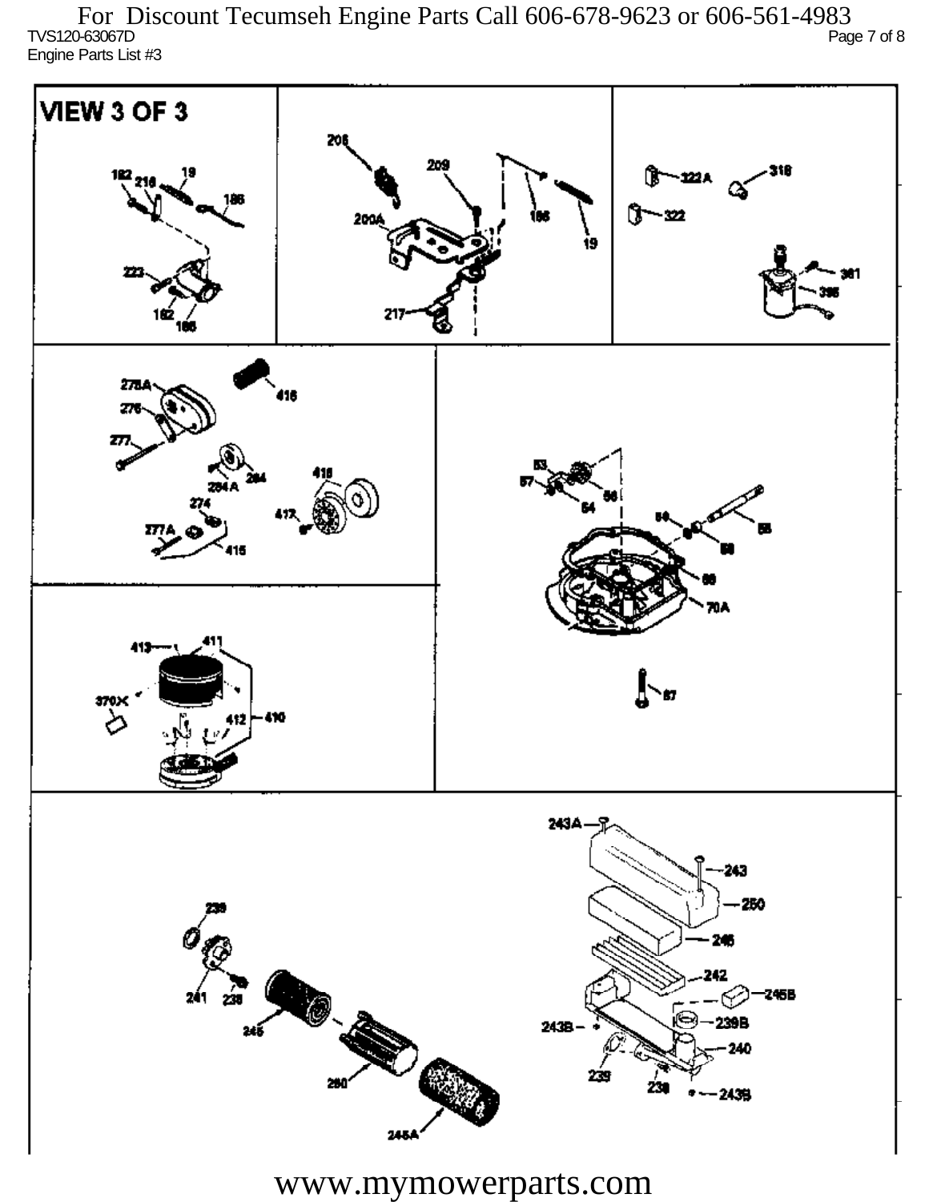For Discount Tecumseh Engine Parts Call 606-678-9623 or 606-561-4983

TVS120-63067D

Engine Parts List #3

VIEW 3 OF 3

www.mymowerparts.com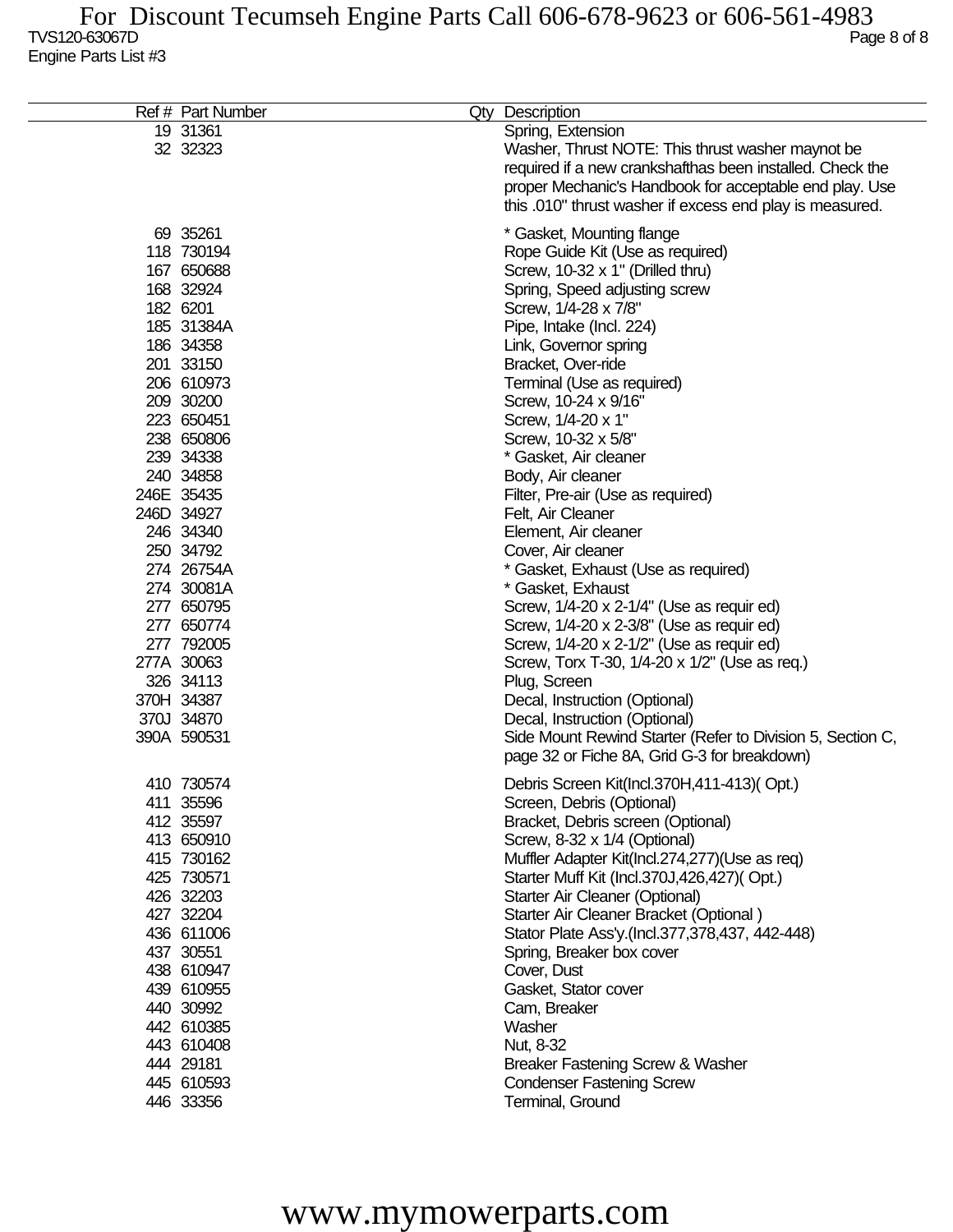| Ref # | Part Number | Qty | Description |
|---|---|---|---|
| 19 | 31361 | | Spring, Extension |
| 32 | 32323 | | Washer, Thrust NOTE: This thrust washer maynot be required if a new crankshafthas been installed. Check the proper Mechanic's Handbook for acceptable end play. Use this .010" thrust washer if excess end play is measured. |
| 69 | 35261 | | * Gasket, Mounting flange |
| 118 | 730194 | | Rope Guide Kit (Use as required) |
| 167 | 650688 | | Screw, 10-32 x 1" (Drilled thru) |
| 168 | 32924 | | Spring, Speed adjusting screw |
| 182 | 6201 | | Screw, 1/4-28 x 7/8" |
| 185 | 31384A | | Pipe, Intake (Incl. 224) |
| 186 | 34358 | | Link, Governor spring |
| 201 | 33150 | | Bracket, Over-ride |
| 206 | 610973 | | Terminal (Use as required) |
| 209 | 30200 | | Screw, 10-24 x 9/16" |
| 223 | 650451 | | Screw, 1/4-20 x 1" |
| 238 | 650806 | | Screw, 10-32 x 5/8" |
| 239 | 34338 | | * Gasket, Air cleaner |
| 240 | 34858 | | Body, Air cleaner |
| 246E | 35435 | | Filter, Pre-air (Use as required) |
| 246D | 34927 | | Felt, Air Cleaner |
| 246 | 34340 | | Element, Air cleaner |
| 250 | 34792 | | Cover, Air cleaner |
| 274 | 26754A | | * Gasket, Exhaust (Use as required) |
| 274 | 30081A | | * Gasket, Exhaust |
| 277 | 650795 | | Screw, 1/4-20 x 2-1/4" (Use as requir ed) |
| 277 | 650774 | | Screw, 1/4-20 x 2-3/8" (Use as requir ed) |
| 277 | 792005 | | Screw, 1/4-20 x 2-1/2" (Use as requir ed) |
| 277A | 30063 | | Screw, Torx T-30, 1/4-20 x 1/2" (Use as req.) |
| 326 | 34113 | | Plug, Screen |
| 370H | 34387 | | Decal, Instruction (Optional) |
| 370J | 34870 | | Decal, Instruction (Optional) |
| 390A | 590531 | | Side Mount Rewind Starter (Refer to Division 5, Section C, page 32 or Fiche 8A, Grid G-3 for breakdown) |
| 410 | 730574 | | Debris Screen Kit(Incl.370H,411-413)( Opt.) |
| 411 | 35596 | | Screen, Debris (Optional) |
| 412 | 35597 | | Bracket, Debris screen (Optional) |
| 413 | 650910 | | Screw, 8-32 x 1/4 (Optional) |
| 415 | 730162 | | Muffler Adapter Kit(Incl.274,277)(Use as req) |
| 425 | 730571 | | Starter Muff Kit (Incl.370J,426,427)( Opt.) |
| 426 | 32203 | | Starter Air Cleaner (Optional) |
| 427 | 32204 | | Starter Air Cleaner Bracket (Optional ) |
| 436 | 611006 | | Stator Plate Ass'y.(Incl.377,378,437, 442-448) |
| 437 | 30551 | | Spring, Breaker box cover |
| 438 | 610947 | | Cover, Dust |
| 439 | 610955 | | Gasket, Stator cover |
| 440 | 30992 | | Cam, Breaker |
| 442 | 610385 | | Washer |
| 443 | 610408 | | Nut, 8-32 |
| 444 | 29181 | | Breaker Fastening Screw & Washer |
| 445 | 610593 | | Condenser Fastening Screw |
| 446 | 33356 | | Terminal, Ground |